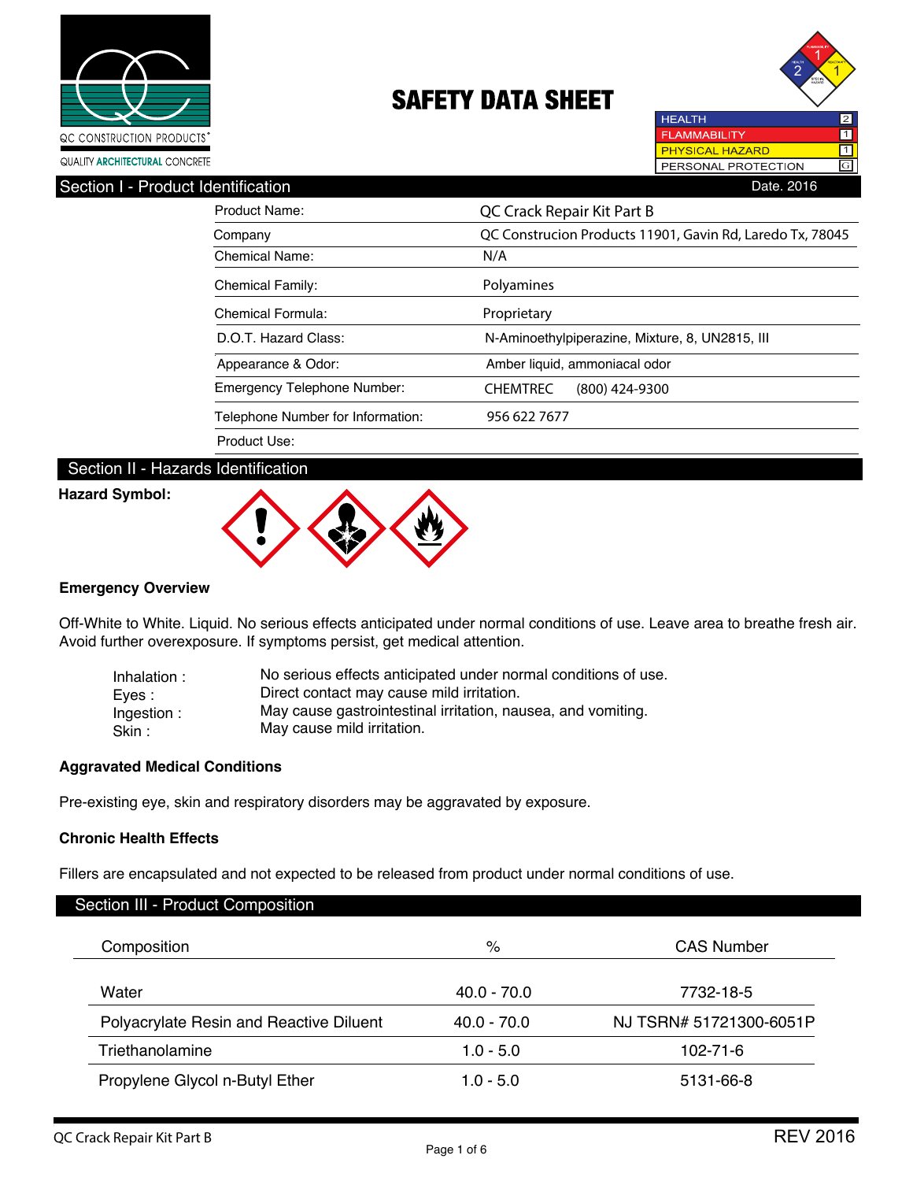QC CONSTRUCTION PRODUCTS®

QUALITY ARCHITECTURAL CONCRETE

# SAFETY DATA SHEET

| | |
|---|---|
| HEALTH | 2 |
| FLAMMABILITY | 1 |
| PHYSICAL HAZARD | 1 |
| PERSONAL PROTECTION | G |

## Section I - Product Identification

Date. 2016

| | |
|---|---|
| Product Name: | QC Crack Repair Kit Part B |
| Company | QC Construcion Products 11901, Gavin Rd, Laredo Tx, 78045 |
| Chemical Name: | N/A |
| Chemical Family: | Polyamines |
| Chemical Formula: | Proprietary |
| D.O.T. Hazard Class: | N-Aminoethylpiperazine, Mixture, 8, UN2815, III |
| Appearance & Odor: | Amber liquid, ammoniacal odor |
| Emergency Telephone Number: | CHEMTREC (800) 424-9300 |
| Telephone Number for Information: | 956 622 7677 |
| Product Use: | |

## Section II - Hazards Identification

**Hazard Symbol:**

**Emergency Overview**

Off-White to White. Liquid. No serious effects anticipated under normal conditions of use. Leave area to breathe fresh air. Avoid further overexposure. If symptoms persist, get medical attention.

| | |
|---|---|
| Inhalation : | No serious effects anticipated under normal conditions of use. |
| Eyes : | Direct contact may cause mild irritation. |
| Ingestion : | May cause gastrointestinal irritation, nausea, and vomiting. |
| Skin : | May cause mild irritation. |

**Aggravated Medical Conditions**

Pre-existing eye, skin and respiratory disorders may be aggravated by exposure.

**Chronic Health Effects**

Fillers are encapsulated and not expected to be released from product under normal conditions of use.

## Section III - Product Composition

| Composition | % | CAS Number |
|---|---|---|
| Water | 40.0 - 70.0 | 7732-18-5 |
| Polyacrylate Resin and Reactive Diluent | 40.0 - 70.0 | NJ TSRN# 51721300-6051P |
| Triethanolamine | 1.0 - 5.0 | 102-71-6 |
| Propylene Glycol n-Butyl Ether | 1.0 - 5.0 | 5131-66-8 |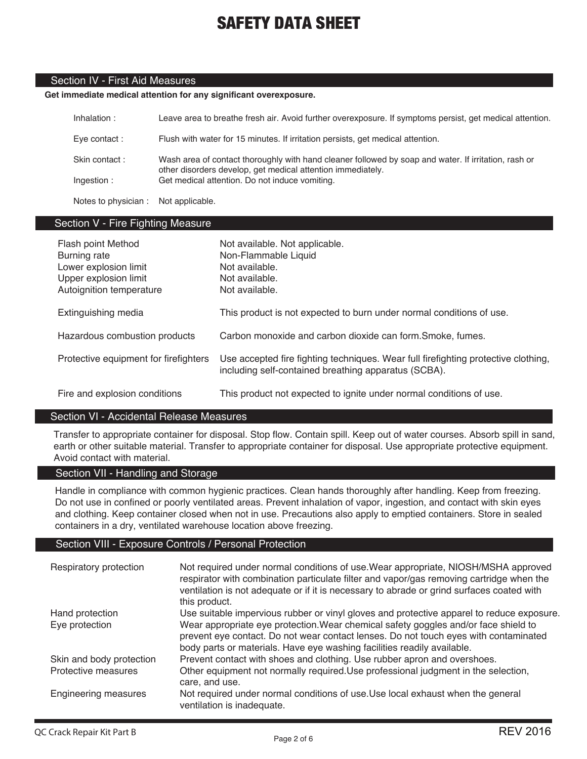# SAFETY DATA SHEET

## Section IV - First Aid Measures

**Get immediate medical attention for any significant overexposure.**

| | |
|---|---|
| Inhalation : | Leave area to breathe fresh air. Avoid further overexposure. If symptoms persist, get medical attention. |
| Eye contact : | Flush with water for 15 minutes. If irritation persists, get medical attention. |
| Skin contact : | Wash area of contact thoroughly with hand cleaner followed by soap and water. If irritation, rash or other disorders develop, get medical attention immediately. |
| Ingestion : | Get medical attention. Do not induce vomiting. |
| Notes to physician : | Not applicable. |

## Section V - Fire Fighting Measure

| | |
|---|---|
| Flash point Method | Not available. Not applicable. |
| Burning rate | Non-Flammable Liquid |
| Lower explosion limit | Not available. |
| Upper explosion limit | Not available. |
| Autoignition temperature | Not available. |
| Extinguishing media | This product is not expected to burn under normal conditions of use. |
| Hazardous combustion products | Carbon monoxide and carbon dioxide can form.Smoke, fumes. |
| Protective equipment for firefighters | Use accepted fire fighting techniques. Wear full firefighting protective clothing, including self-contained breathing apparatus (SCBA). |
| Fire and explosion conditions | This product not expected to ignite under normal conditions of use. |

## Section VI - Accidental Release Measures

Transfer to appropriate container for disposal. Stop flow. Contain spill. Keep out of water courses. Absorb spill in sand, earth or other suitable material. Transfer to appropriate container for disposal. Use appropriate protective equipment. Avoid contact with material.

## Section VII - Handling and Storage

Handle in compliance with common hygienic practices. Clean hands thoroughly after handling. Keep from freezing. Do not use in confined or poorly ventilated areas. Prevent inhalation of vapor, ingestion, and contact with skin eyes and clothing. Keep container closed when not in use. Precautions also apply to emptied containers. Store in sealed containers in a dry, ventilated warehouse location above freezing.

## Section VIII - Exposure Controls / Personal Protection

| | |
|---|---|
| Respiratory protection | Not required under normal conditions of use.Wear appropriate, NIOSH/MSHA approved respirator with combination particulate filter and vapor/gas removing cartridge when the ventilation is not adequate or if it is necessary to abrade or grind surfaces coated with this product. |
| Hand protection | Use suitable impervious rubber or vinyl gloves and protective apparel to reduce exposure. |
| Eye protection | Wear appropriate eye protection.Wear chemical safety goggles and/or face shield to prevent eye contact. Do not wear contact lenses. Do not touch eyes with contaminated body parts or materials. Have eye washing facilities readily available. |
| Skin and body protection | Prevent contact with shoes and clothing. Use rubber apron and overshoes. |
| Protective measures | Other equipment not normally required.Use professional judgment in the selection, care, and use. |
| Engineering measures | Not required under normal conditions of use.Use local exhaust when the general ventilation is inadequate. |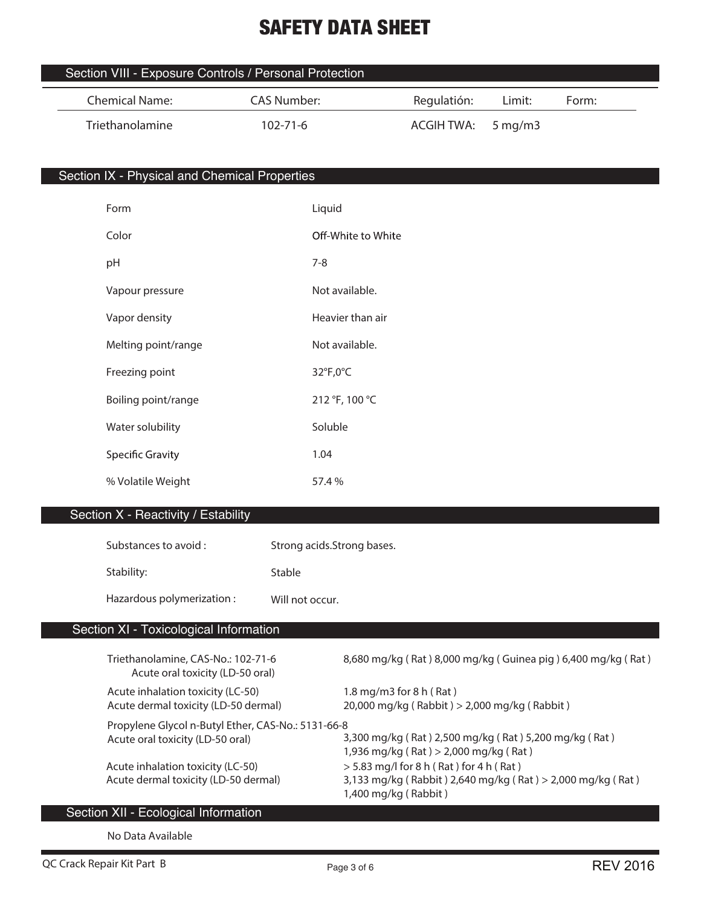# SAFETY DATA SHEET

## Section VIII - Exposure Controls / Personal Protection

| Chemical Name: | CAS Number: | Regulatión: | Limit: | Form: |
|---|---|---|---|---|
| Triethanolamine | 102-71-6 | ACGIH TWA: | 5 mg/m3 | |

## Section IX - Physical and Chemical Properties

| | |
|---|---|
| Form | Liquid |
| Color | Off-White to White |
| pH | 7-8 |
| Vapour pressure | Not available. |
| Vapor density | Heavier than air |
| Melting point/range | Not available. |
| Freezing point | 32°F,0°C |
| Boiling point/range | 212 °F, 100 °C |
| Water solubility | Soluble |
| Specific Gravity | 1.04 |
| % Volatile Weight | 57.4 % |

## Section X - Reactivity / Estability

| | |
|---|---|
| Substances to avoid : | Strong acids.Strong bases. |
| Stability: | Stable |
| Hazardous polymerization : | Will not occur. |

## Section XI - Toxicological Information

Triethanolamine, CAS-No.: 102-71-6

| | |
|---|---|
| Acute oral toxicity (LD-50 oral) | 8,680 mg/kg ( Rat ) 8,000 mg/kg ( Guinea pig ) 6,400 mg/kg ( Rat ) |
| Acute inhalation toxicity (LC-50) | 1.8 mg/m3 for 8 h ( Rat ) |
| Acute dermal toxicity (LD-50 dermal) | 20,000 mg/kg ( Rabbit ) > 2,000 mg/kg ( Rabbit ) |

Propylene Glycol n-Butyl Ether, CAS-No.: 5131-66-8

| | |
|---|---|
| Acute oral toxicity (LD-50 oral) | 3,300 mg/kg ( Rat ) 2,500 mg/kg ( Rat ) 5,200 mg/kg ( Rat ) 1,936 mg/kg ( Rat ) > 2,000 mg/kg ( Rat ) |
| Acute inhalation toxicity (LC-50) | > 5.83 mg/l for 8 h ( Rat ) for 4 h ( Rat ) |
| Acute dermal toxicity (LD-50 dermal) | 3,133 mg/kg ( Rabbit ) 2,640 mg/kg ( Rat ) > 2,000 mg/kg ( Rat ) 1,400 mg/kg ( Rabbit ) |

## Section XII - Ecological Information

No Data Available

QC Crack Repair Kit Part B — REV 2016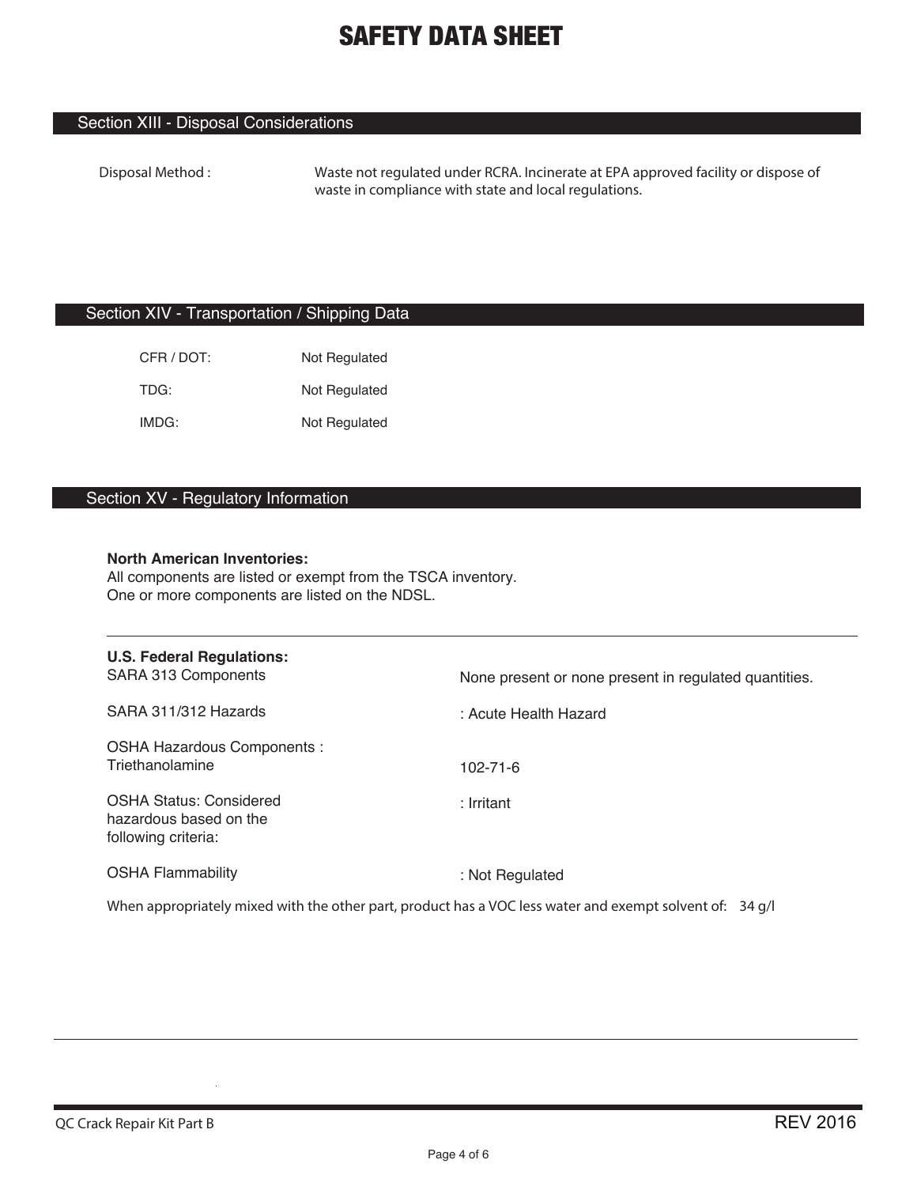## Section XIII - Disposal Considerations

| | |
|---|---|
| Disposal Method : | Waste not regulated under RCRA. Incinerate at EPA approved facility or dispose of waste in compliance with state and local regulations. |

## Section XIV - Transportation / Shipping Data

| | |
|---|---|
| CFR / DOT: | Not Regulated |
| TDG: | Not Regulated |
| IMDG: | Not Regulated |

## Section XV - Regulatory Information

**North American Inventories:**
All components are listed or exempt from the TSCA inventory.
One or more components are listed on the NDSL.

**U.S. Federal Regulations:**

| | |
|---|---|
| SARA 313 Components | None present or none present in regulated quantities. |
| SARA 311/312 Hazards | : Acute Health Hazard |
| OSHA Hazardous Components : Triethanolamine | 102-71-6 |
| OSHA Status: Considered hazardous based on the following criteria: | : Irritant |
| OSHA Flammability | : Not Regulated |

When appropriately mixed with the other part, product has a VOC less water and exempt solvent of: 34 g/l

QC Crack Repair Kit Part B

REV 2016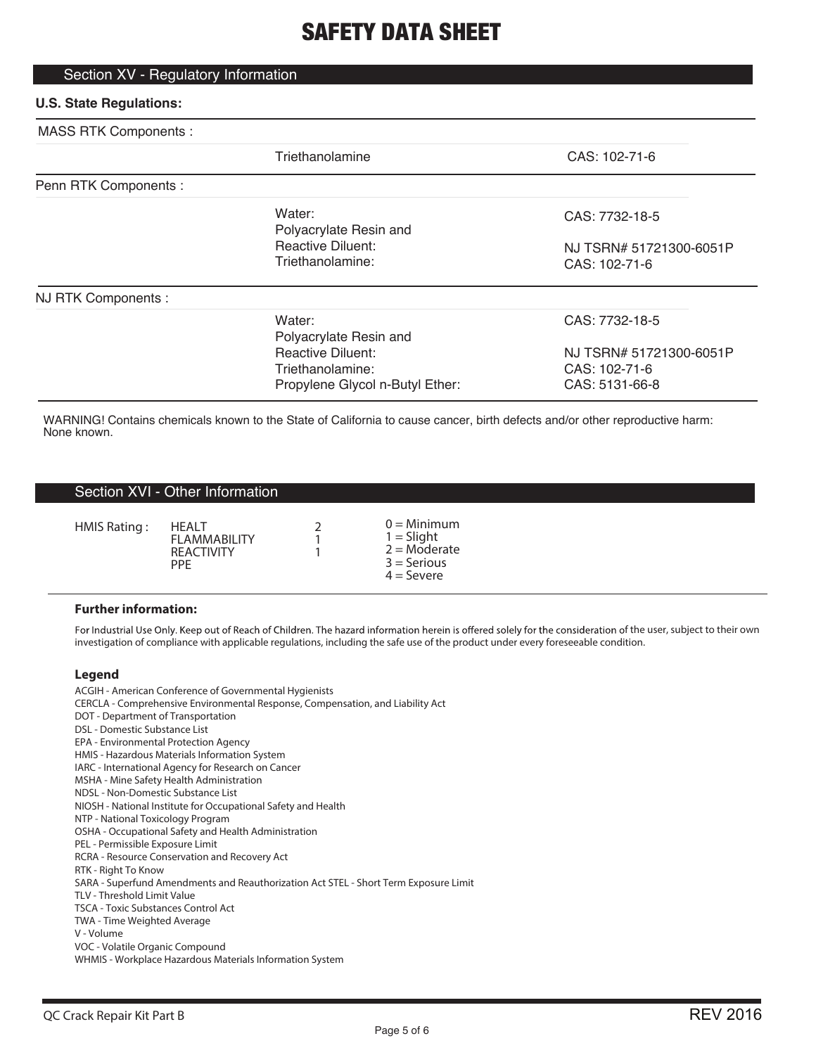# SAFETY DATA SHEET

## Section XV - Regulatory Information

**U.S. State Regulations:**

| MASS RTK Components : | | |
|---|---|---|
| | Triethanolamine | CAS: 102-71-6 |

| Penn RTK Components : | | |
|---|---|---|
| | Water: | CAS: 7732-18-5 |
| | Polyacrylate Resin and Reactive Diluent: | NJ TSRN# 51721300-6051P |
| | Triethanolamine: | CAS: 102-71-6 |

| NJ RTK Components : | | |
|---|---|---|
| | Water: | CAS: 7732-18-5 |
| | Polyacrylate Resin and Reactive Diluent: | NJ TSRN# 51721300-6051P |
| | Triethanolamine: | CAS: 102-71-6 |
| | Propylene Glycol n-Butyl Ether: | CAS: 5131-66-8 |

WARNING! Contains chemicals known to the State of California to cause cancer, birth defects and/or other reproductive harm: None known.

## Section XVI - Other Information

| HMIS Rating : | | | |
|---|---|---|---|
| | HEALT | 2 | 0 = Minimum |
| | FLAMMABILITY | 1 | 1 = Slight |
| | REACTIVITY | 1 | 2 = Moderate |
| | PPE | | 3 = Serious |
| | | | 4 = Severe |

**Further information:**

For Industrial Use Only. Keep out of Reach of Children. The hazard information herein is offered solely for the consideration of the user, subject to their own investigation of compliance with applicable regulations, including the safe use of the product under every foreseeable condition.

**Legend**

ACGIH - American Conference of Governmental Hygienists
CERCLA - Comprehensive Environmental Response, Compensation, and Liability Act
DOT - Department of Transportation
DSL - Domestic Substance List
EPA - Environmental Protection Agency
HMIS - Hazardous Materials Information System
IARC - International Agency for Research on Cancer
MSHA - Mine Safety Health Administration
NDSL - Non-Domestic Substance List
NIOSH - National Institute for Occupational Safety and Health
NTP - National Toxicology Program
OSHA - Occupational Safety and Health Administration
PEL - Permissible Exposure Limit
RCRA - Resource Conservation and Recovery Act
RTK - Right To Know
SARA - Superfund Amendments and Reauthorization Act STEL - Short Term Exposure Limit
TLV - Threshold Limit Value
TSCA - Toxic Substances Control Act
TWA - Time Weighted Average
V - Volume
VOC - Volatile Organic Compound
WHMIS - Workplace Hazardous Materials Information System

QC Crack Repair Kit Part B — REV 2016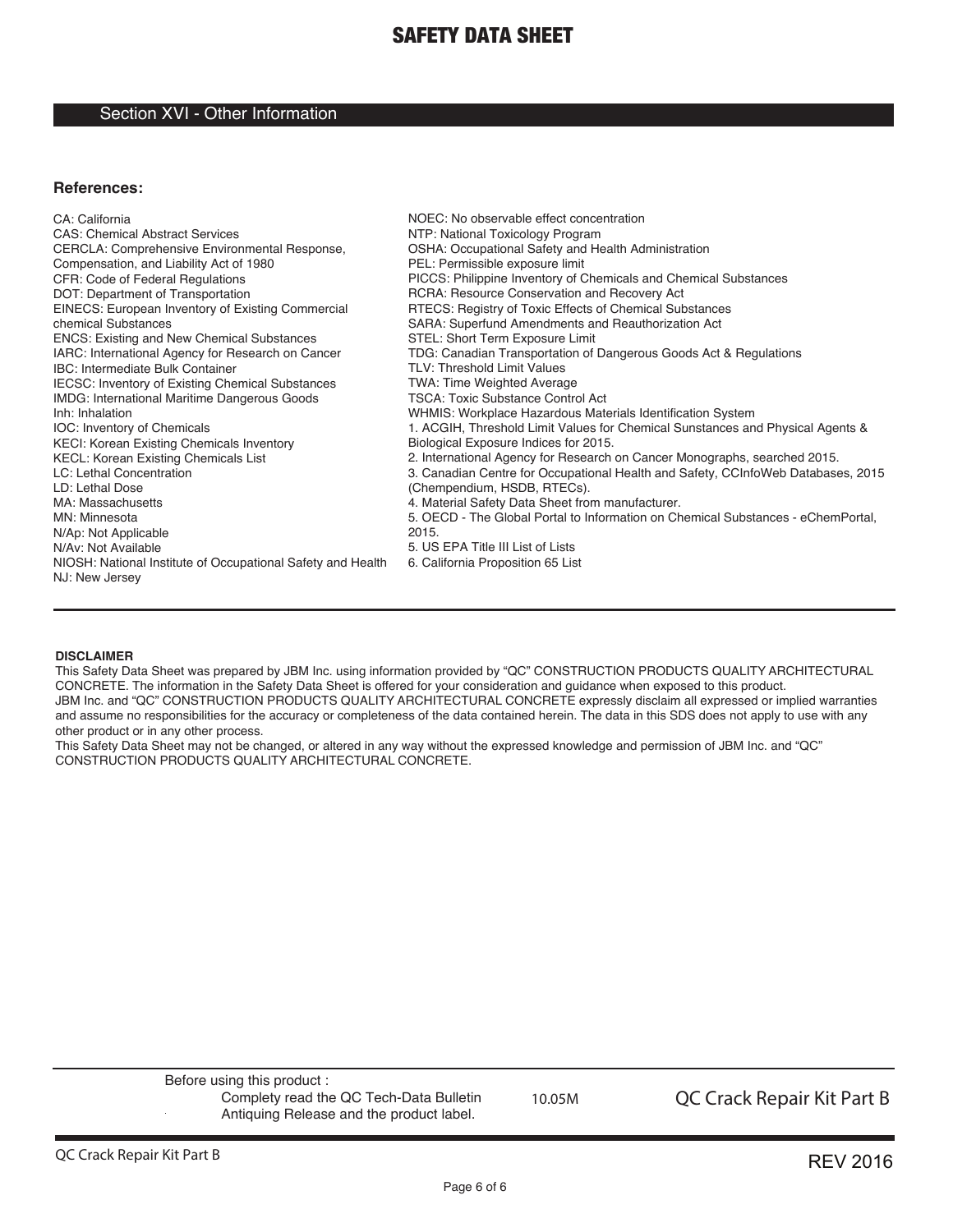## Section XVI - Other Information

### References:

CA: California
CAS: Chemical Abstract Services
CERCLA: Comprehensive Environmental Response, Compensation, and Liability Act of 1980
CFR: Code of Federal Regulations
DOT: Department of Transportation
EINECS: European Inventory of Existing Commercial chemical Substances
ENCS: Existing and New Chemical Substances
IARC: International Agency for Research on Cancer
IBC: Intermediate Bulk Container
IECSC: Inventory of Existing Chemical Substances
IMDG: International Maritime Dangerous Goods
Inh: Inhalation
IOC: Inventory of Chemicals
KECI: Korean Existing Chemicals Inventory
KECL: Korean Existing Chemicals List
LC: Lethal Concentration
LD: Lethal Dose
MA: Massachusetts
MN: Minnesota
N/Ap: Not Applicable
N/Av: Not Available
NIOSH: National Institute of Occupational Safety and Health
NJ: New Jersey
NOEC: No observable effect concentration
NTP: National Toxicology Program
OSHA: Occupational Safety and Health Administration
PEL: Permissible exposure limit
PICCS: Philippine Inventory of Chemicals and Chemical Substances
RCRA: Resource Conservation and Recovery Act
RTECS: Registry of Toxic Effects of Chemical Substances
SARA: Superfund Amendments and Reauthorization Act
STEL: Short Term Exposure Limit
TDG: Canadian Transportation of Dangerous Goods Act & Regulations
TLV: Threshold Limit Values
TWA: Time Weighted Average
TSCA: Toxic Substance Control Act
WHMIS: Workplace Hazardous Materials Identification System

1. ACGIH, Threshold Limit Values for Chemical Sunstances and Physical Agents & Biological Exposure Indices for 2015.
2. International Agency for Research on Cancer Monographs, searched 2015.
3. Canadian Centre for Occupational Health and Safety, CCInfoWeb Databases, 2015 (Chempendium, HSDB, RTECs).
4. Material Safety Data Sheet from manufacturer.
5. OECD - The Global Portal to Information on Chemical Substances - eChemPortal, 2015.
5. US EPA Title III List of Lists
6. California Proposition 65 List

**DISCLAIMER**

This Safety Data Sheet was prepared by JBM Inc. using information provided by "QC" CONSTRUCTION PRODUCTS QUALITY ARCHITECTURAL CONCRETE. The information in the Safety Data Sheet is offered for your consideration and guidance when exposed to this product.
JBM Inc. and "QC" CONSTRUCTION PRODUCTS QUALITY ARCHITECTURAL CONCRETE expressly disclaim all expressed or implied warranties and assume no responsibilities for the accuracy or completeness of the data contained herein. The data in this SDS does not apply to use with any other product or in any other process.
This Safety Data Sheet may not be changed, or altered in any way without the expressed knowledge and permission of JBM Inc. and "QC" CONSTRUCTION PRODUCTS QUALITY ARCHITECTURAL CONCRETE.

Before using this product :
Complety read the QC Tech-Data Bulletin Antiquing Release and the product label.

10.05M

QC Crack Repair Kit Part B

REV 2016